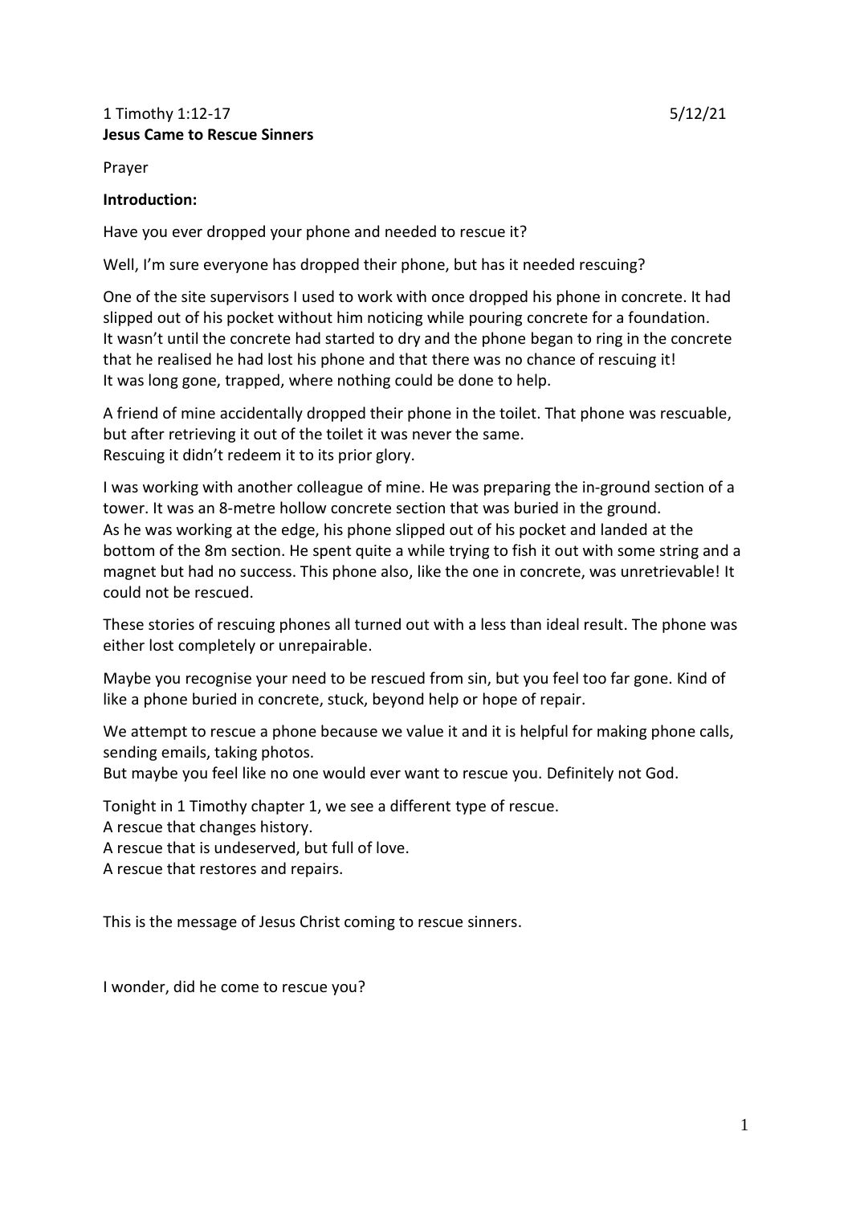1 Timothy 1:12-17 5/12/21

**Jesus Came to Rescue Sinners**

Prayer

**Introduction:**

Have you ever dropped your phone and needed to rescue it?

Well, I'm sure everyone has dropped their phone, but has it needed rescuing?

One of the site supervisors I used to work with once dropped his phone in concrete. It had slipped out of his pocket without him noticing while pouring concrete for a foundation. It wasn't until the concrete had started to dry and the phone began to ring in the concrete that he realised he had lost his phone and that there was no chance of rescuing it! It was long gone, trapped, where nothing could be done to help.

A friend of mine accidentally dropped their phone in the toilet. That phone was rescuable, but after retrieving it out of the toilet it was never the same. Rescuing it didn't redeem it to its prior glory.

I was working with another colleague of mine. He was preparing the in-ground section of a tower. It was an 8-metre hollow concrete section that was buried in the ground. As he was working at the edge, his phone slipped out of his pocket and landed at the bottom of the 8m section. He spent quite a while trying to fish it out with some string and a magnet but had no success. This phone also, like the one in concrete, was unretrievable! It could not be rescued.

These stories of rescuing phones all turned out with a less than ideal result. The phone was either lost completely or unrepairable.

Maybe you recognise your need to be rescued from sin, but you feel too far gone. Kind of like a phone buried in concrete, stuck, beyond help or hope of repair.

We attempt to rescue a phone because we value it and it is helpful for making phone calls, sending emails, taking photos.
But maybe you feel like no one would ever want to rescue you. Definitely not God.

Tonight in 1 Timothy chapter 1, we see a different type of rescue.
A rescue that changes history.
A rescue that is undeserved, but full of love.
A rescue that restores and repairs.

This is the message of Jesus Christ coming to rescue sinners.

I wonder, did he come to rescue you?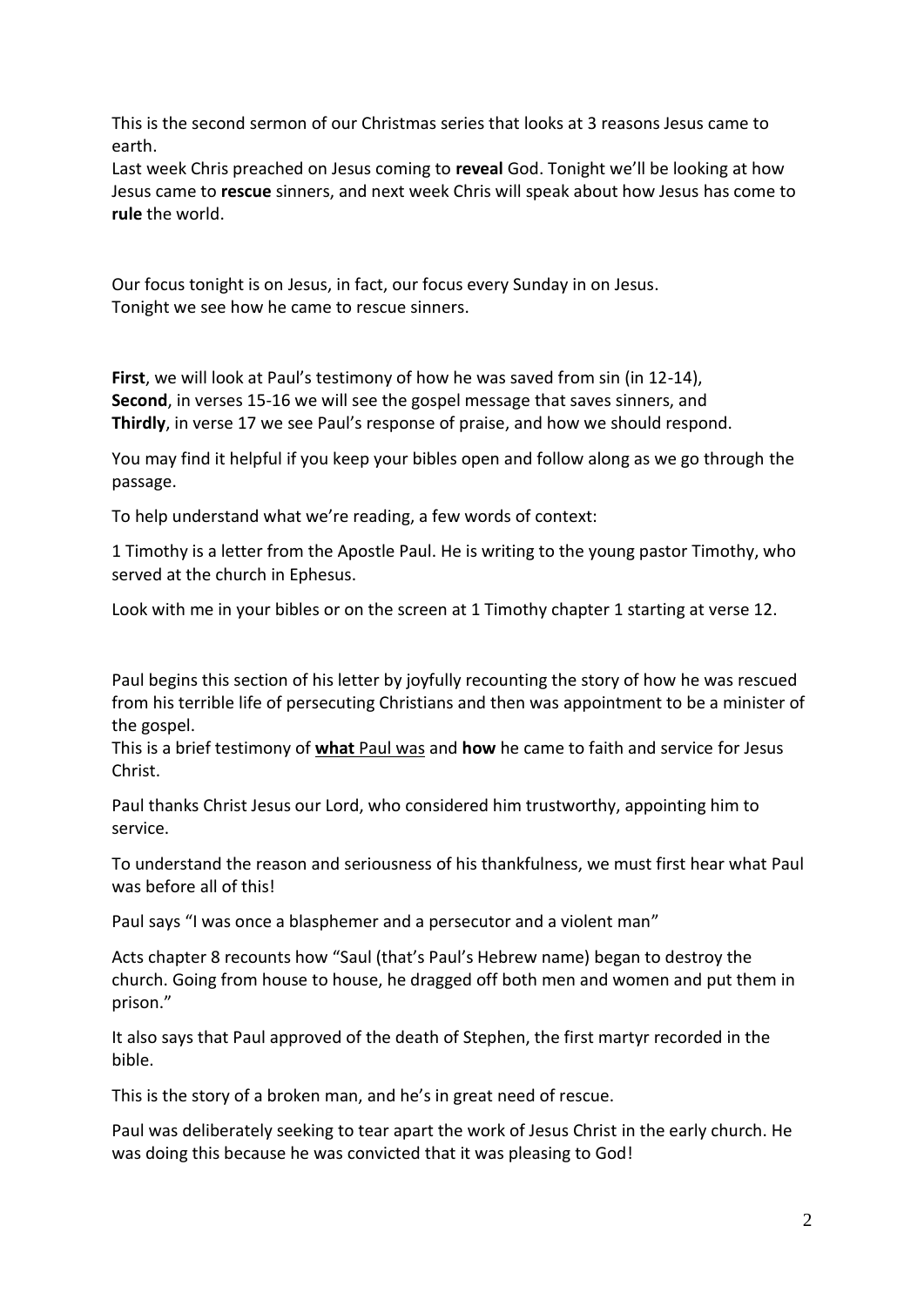This is the second sermon of our Christmas series that looks at 3 reasons Jesus came to earth.
Last week Chris preached on Jesus coming to **reveal** God. Tonight we'll be looking at how Jesus came to **rescue** sinners, and next week Chris will speak about how Jesus has come to **rule** the world.

Our focus tonight is on Jesus, in fact, our focus every Sunday in on Jesus.
Tonight we see how he came to rescue sinners.

**First**, we will look at Paul's testimony of how he was saved from sin (in 12-14),
**Second**, in verses 15-16 we will see the gospel message that saves sinners, and
**Thirdly**, in verse 17 we see Paul's response of praise, and how we should respond.

You may find it helpful if you keep your bibles open and follow along as we go through the passage.

To help understand what we're reading, a few words of context:

1 Timothy is a letter from the Apostle Paul. He is writing to the young pastor Timothy, who served at the church in Ephesus.

Look with me in your bibles or on the screen at 1 Timothy chapter 1 starting at verse 12.

Paul begins this section of his letter by joyfully recounting the story of how he was rescued from his terrible life of persecuting Christians and then was appointment to be a minister of the gospel.
This is a brief testimony of <u>**what** Paul was</u> and **how** he came to faith and service for Jesus Christ.

Paul thanks Christ Jesus our Lord, who considered him trustworthy, appointing him to service.

To understand the reason and seriousness of his thankfulness, we must first hear what Paul was before all of this!

Paul says "I was once a blasphemer and a persecutor and a violent man"

Acts chapter 8 recounts how "Saul (that's Paul's Hebrew name) began to destroy the church. Going from house to house, he dragged off both men and women and put them in prison."

It also says that Paul approved of the death of Stephen, the first martyr recorded in the bible.

This is the story of a broken man, and he's in great need of rescue.

Paul was deliberately seeking to tear apart the work of Jesus Christ in the early church. He was doing this because he was convicted that it was pleasing to God!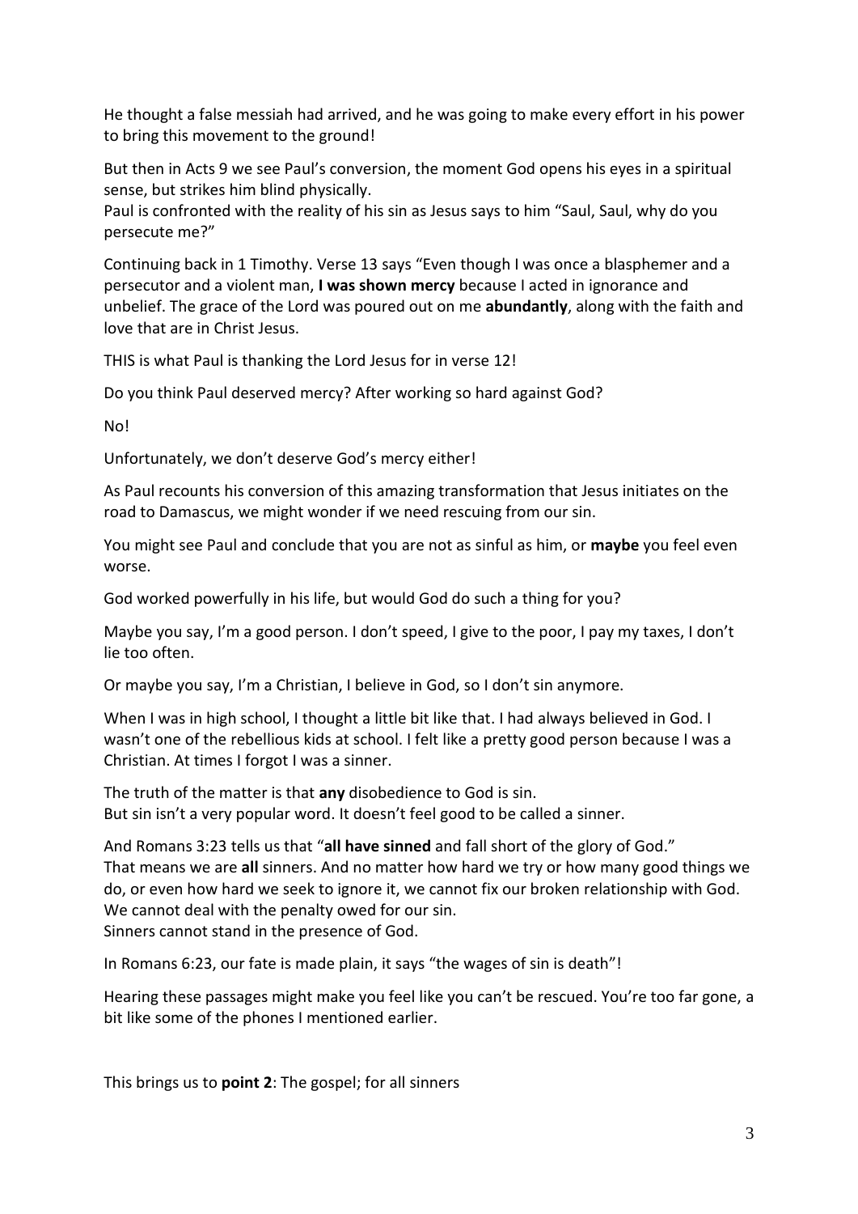He thought a false messiah had arrived, and he was going to make every effort in his power to bring this movement to the ground!

But then in Acts 9 we see Paul's conversion, the moment God opens his eyes in a spiritual sense, but strikes him blind physically.
Paul is confronted with the reality of his sin as Jesus says to him "Saul, Saul, why do you persecute me?"

Continuing back in 1 Timothy. Verse 13 says "Even though I was once a blasphemer and a persecutor and a violent man, **I was shown mercy** because I acted in ignorance and unbelief. The grace of the Lord was poured out on me **abundantly**, along with the faith and love that are in Christ Jesus.

THIS is what Paul is thanking the Lord Jesus for in verse 12!

Do you think Paul deserved mercy? After working so hard against God?

No!

Unfortunately, we don't deserve God's mercy either!

As Paul recounts his conversion of this amazing transformation that Jesus initiates on the road to Damascus, we might wonder if we need rescuing from our sin.

You might see Paul and conclude that you are not as sinful as him, or **maybe** you feel even worse.

God worked powerfully in his life, but would God do such a thing for you?

Maybe you say, I'm a good person. I don't speed, I give to the poor, I pay my taxes, I don't lie too often.

Or maybe you say, I'm a Christian, I believe in God, so I don't sin anymore.

When I was in high school, I thought a little bit like that. I had always believed in God. I wasn't one of the rebellious kids at school. I felt like a pretty good person because I was a Christian. At times I forgot I was a sinner.

The truth of the matter is that **any** disobedience to God is sin.
But sin isn't a very popular word. It doesn't feel good to be called a sinner.

And Romans 3:23 tells us that "**all have sinned** and fall short of the glory of God."
That means we are **all** sinners. And no matter how hard we try or how many good things we do, or even how hard we seek to ignore it, we cannot fix our broken relationship with God. We cannot deal with the penalty owed for our sin.
Sinners cannot stand in the presence of God.

In Romans 6:23, our fate is made plain, it says "the wages of sin is death"!

Hearing these passages might make you feel like you can't be rescued. You're too far gone, a bit like some of the phones I mentioned earlier.

This brings us to **point 2**: The gospel; for all sinners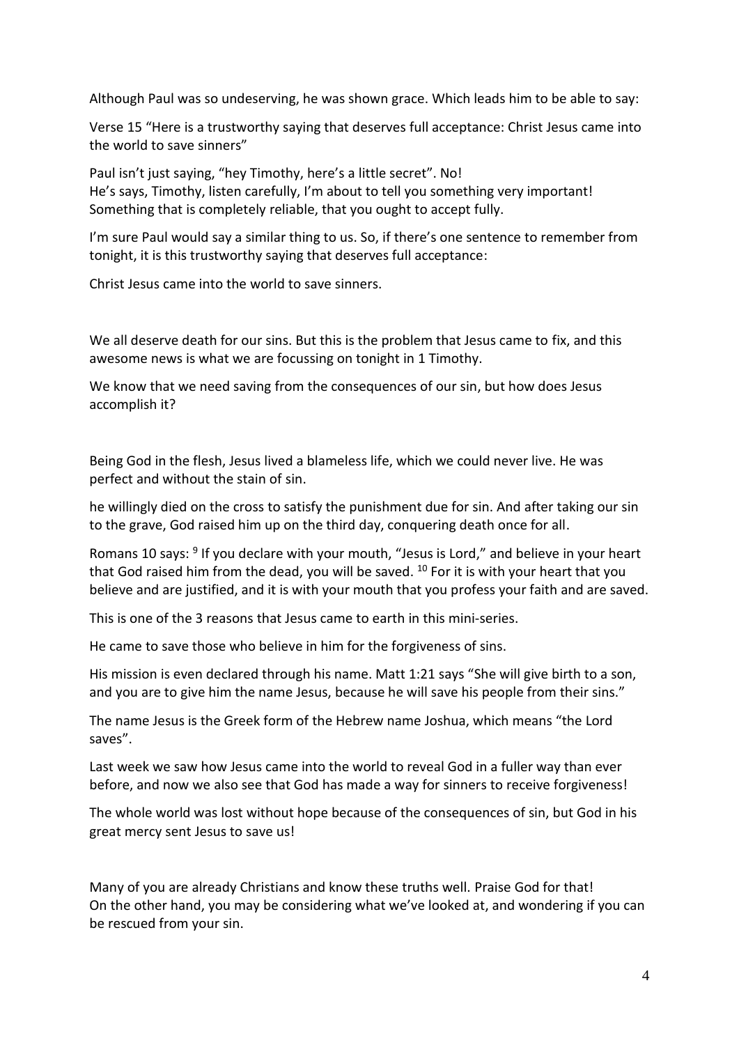Although Paul was so undeserving, he was shown grace. Which leads him to be able to say:

Verse 15 "Here is a trustworthy saying that deserves full acceptance: Christ Jesus came into the world to save sinners"

Paul isn't just saying, "hey Timothy, here's a little secret". No!
He's says, Timothy, listen carefully, I'm about to tell you something very important! Something that is completely reliable, that you ought to accept fully.

I'm sure Paul would say a similar thing to us. So, if there's one sentence to remember from tonight, it is this trustworthy saying that deserves full acceptance:

Christ Jesus came into the world to save sinners.

We all deserve death for our sins. But this is the problem that Jesus came to fix, and this awesome news is what we are focussing on tonight in 1 Timothy.

We know that we need saving from the consequences of our sin, but how does Jesus accomplish it?

Being God in the flesh, Jesus lived a blameless life, which we could never live. He was perfect and without the stain of sin.

he willingly died on the cross to satisfy the punishment due for sin. And after taking our sin to the grave, God raised him up on the third day, conquering death once for all.

Romans 10 says: [9] If you declare with your mouth, "Jesus is Lord," and believe in your heart that God raised him from the dead, you will be saved. [10] For it is with your heart that you believe and are justified, and it is with your mouth that you profess your faith and are saved.

This is one of the 3 reasons that Jesus came to earth in this mini-series.

He came to save those who believe in him for the forgiveness of sins.

His mission is even declared through his name. Matt 1:21 says "She will give birth to a son, and you are to give him the name Jesus, because he will save his people from their sins."

The name Jesus is the Greek form of the Hebrew name Joshua, which means "the Lord saves".

Last week we saw how Jesus came into the world to reveal God in a fuller way than ever before, and now we also see that God has made a way for sinners to receive forgiveness!

The whole world was lost without hope because of the consequences of sin, but God in his great mercy sent Jesus to save us!

Many of you are already Christians and know these truths well. Praise God for that!
On the other hand, you may be considering what we've looked at, and wondering if you can be rescued from your sin.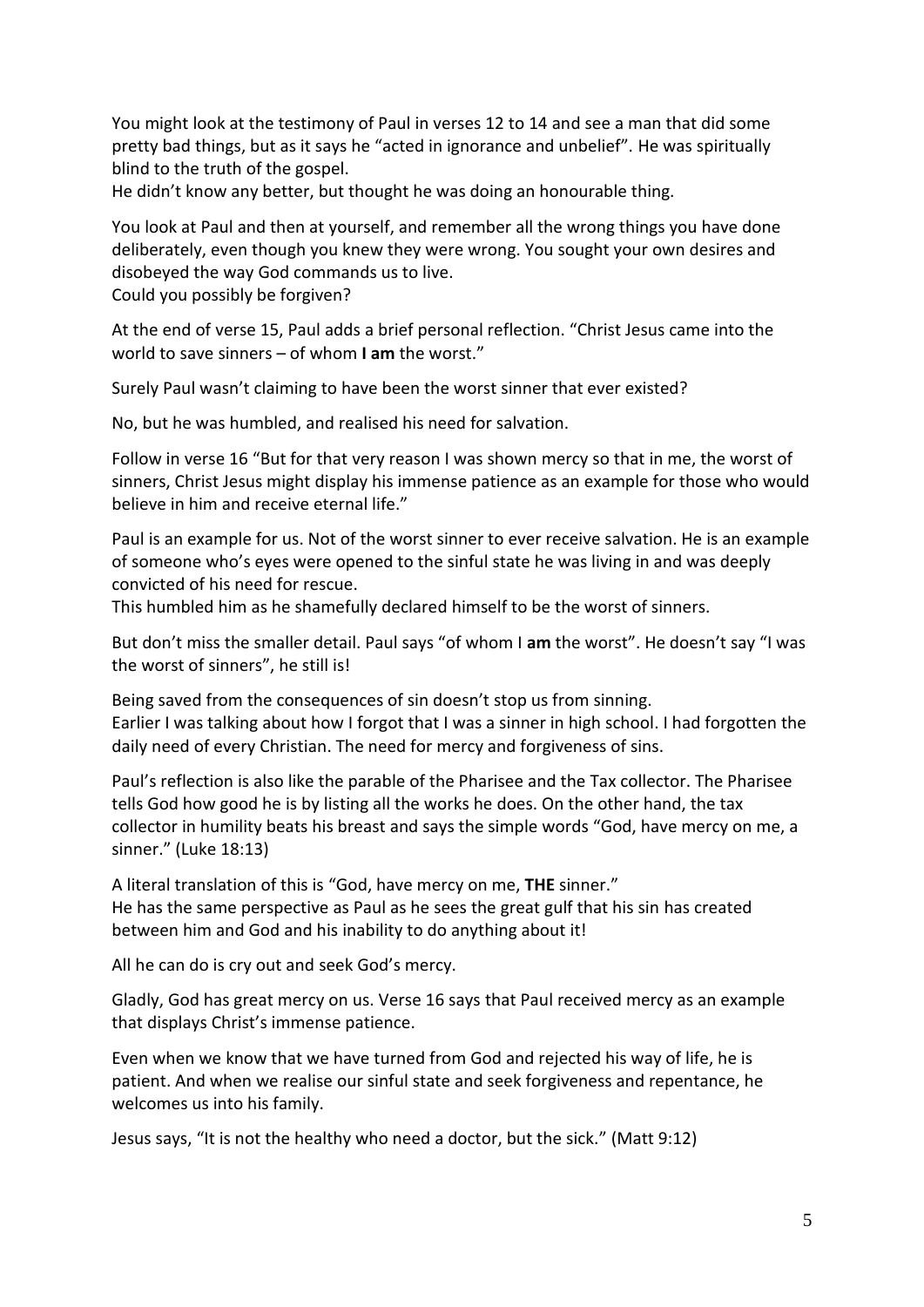You might look at the testimony of Paul in verses 12 to 14 and see a man that did some pretty bad things, but as it says he "acted in ignorance and unbelief". He was spiritually blind to the truth of the gospel.
He didn't know any better, but thought he was doing an honourable thing.

You look at Paul and then at yourself, and remember all the wrong things you have done deliberately, even though you knew they were wrong. You sought your own desires and disobeyed the way God commands us to live.
Could you possibly be forgiven?

At the end of verse 15, Paul adds a brief personal reflection. "Christ Jesus came into the world to save sinners – of whom **I am** the worst."

Surely Paul wasn't claiming to have been the worst sinner that ever existed?

No, but he was humbled, and realised his need for salvation.

Follow in verse 16 "But for that very reason I was shown mercy so that in me, the worst of sinners, Christ Jesus might display his immense patience as an example for those who would believe in him and receive eternal life."

Paul is an example for us. Not of the worst sinner to ever receive salvation. He is an example of someone who's eyes were opened to the sinful state he was living in and was deeply convicted of his need for rescue.
This humbled him as he shamefully declared himself to be the worst of sinners.

But don't miss the smaller detail. Paul says "of whom I **am** the worst". He doesn't say "I was the worst of sinners", he still is!

Being saved from the consequences of sin doesn't stop us from sinning.
Earlier I was talking about how I forgot that I was a sinner in high school. I had forgotten the daily need of every Christian. The need for mercy and forgiveness of sins.

Paul's reflection is also like the parable of the Pharisee and the Tax collector. The Pharisee tells God how good he is by listing all the works he does. On the other hand, the tax collector in humility beats his breast and says the simple words "God, have mercy on me, a sinner." (Luke 18:13)

A literal translation of this is "God, have mercy on me, **THE** sinner."
He has the same perspective as Paul as he sees the great gulf that his sin has created between him and God and his inability to do anything about it!

All he can do is cry out and seek God's mercy.

Gladly, God has great mercy on us. Verse 16 says that Paul received mercy as an example that displays Christ's immense patience.

Even when we know that we have turned from God and rejected his way of life, he is patient. And when we realise our sinful state and seek forgiveness and repentance, he welcomes us into his family.

Jesus says, "It is not the healthy who need a doctor, but the sick." (Matt 9:12)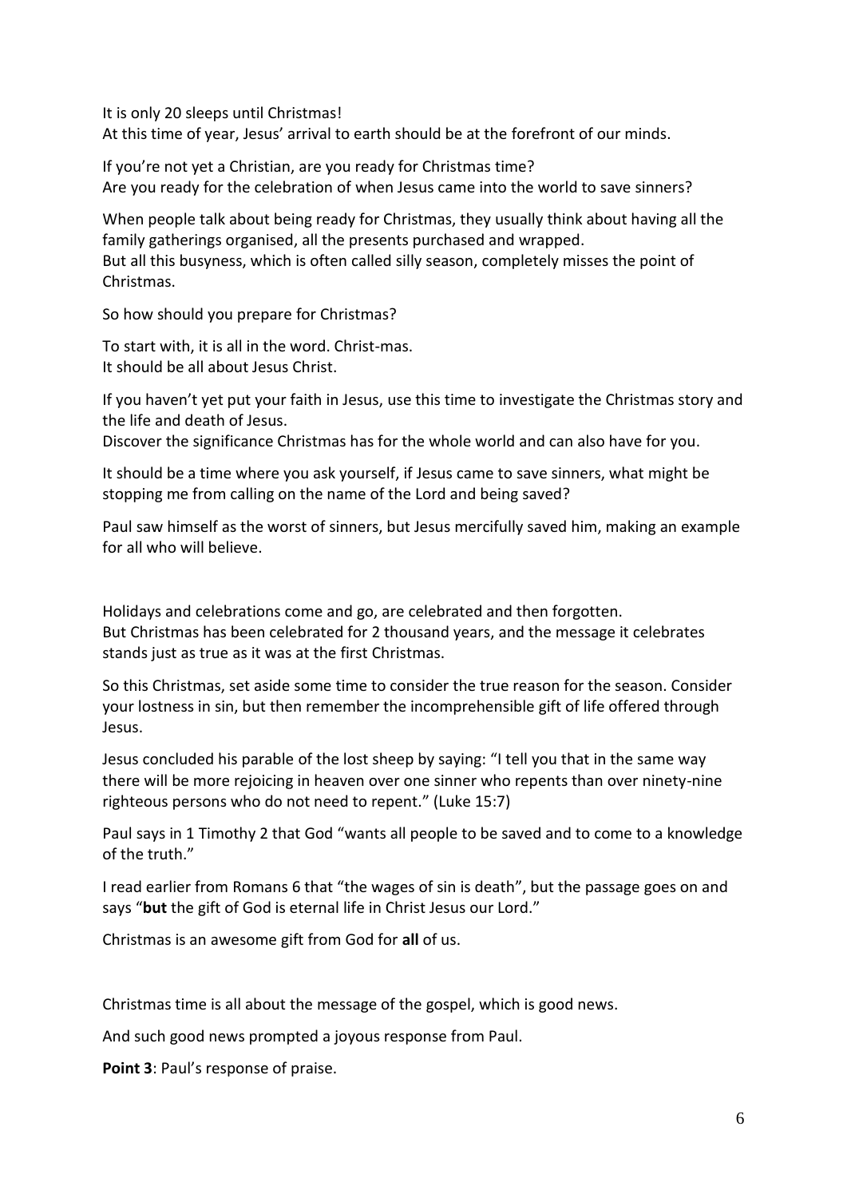It is only 20 sleeps until Christmas!
At this time of year, Jesus' arrival to earth should be at the forefront of our minds.

If you're not yet a Christian, are you ready for Christmas time?
Are you ready for the celebration of when Jesus came into the world to save sinners?

When people talk about being ready for Christmas, they usually think about having all the family gatherings organised, all the presents purchased and wrapped.
But all this busyness, which is often called silly season, completely misses the point of Christmas.

So how should you prepare for Christmas?

To start with, it is all in the word. Christ-mas.
It should be all about Jesus Christ.

If you haven't yet put your faith in Jesus, use this time to investigate the Christmas story and the life and death of Jesus.
Discover the significance Christmas has for the whole world and can also have for you.

It should be a time where you ask yourself, if Jesus came to save sinners, what might be stopping me from calling on the name of the Lord and being saved?

Paul saw himself as the worst of sinners, but Jesus mercifully saved him, making an example for all who will believe.

Holidays and celebrations come and go, are celebrated and then forgotten.
But Christmas has been celebrated for 2 thousand years, and the message it celebrates stands just as true as it was at the first Christmas.

So this Christmas, set aside some time to consider the true reason for the season. Consider your lostness in sin, but then remember the incomprehensible gift of life offered through Jesus.

Jesus concluded his parable of the lost sheep by saying: "I tell you that in the same way there will be more rejoicing in heaven over one sinner who repents than over ninety-nine righteous persons who do not need to repent." (Luke 15:7)

Paul says in 1 Timothy 2 that God "wants all people to be saved and to come to a knowledge of the truth."

I read earlier from Romans 6 that "the wages of sin is death", but the passage goes on and says "**but** the gift of God is eternal life in Christ Jesus our Lord."

Christmas is an awesome gift from God for **all** of us.

Christmas time is all about the message of the gospel, which is good news.

And such good news prompted a joyous response from Paul.

**Point 3**: Paul's response of praise.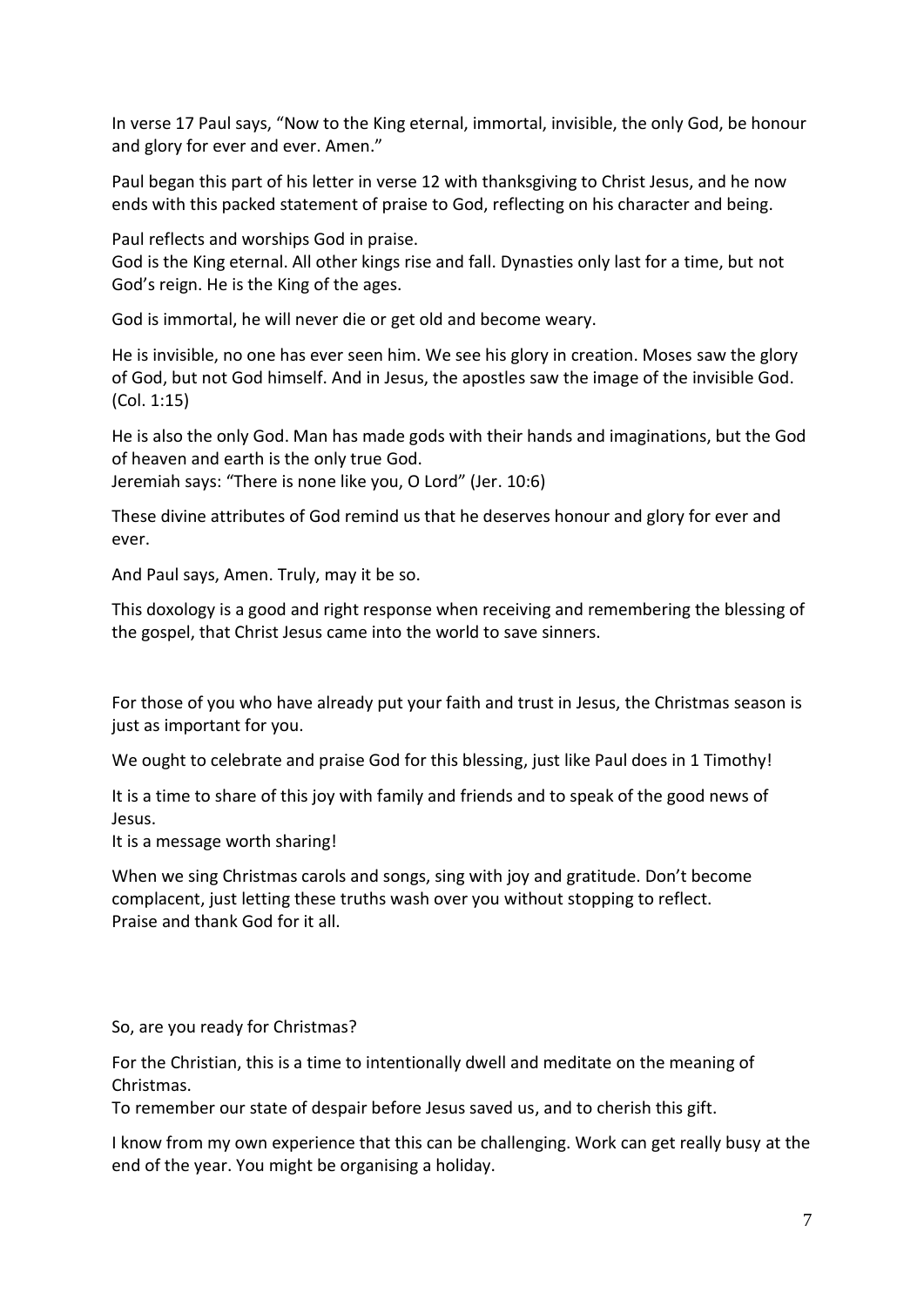In verse 17 Paul says, "Now to the King eternal, immortal, invisible, the only God, be honour and glory for ever and ever. Amen."

Paul began this part of his letter in verse 12 with thanksgiving to Christ Jesus, and he now ends with this packed statement of praise to God, reflecting on his character and being.

Paul reflects and worships God in praise.
God is the King eternal. All other kings rise and fall. Dynasties only last for a time, but not God's reign. He is the King of the ages.

God is immortal, he will never die or get old and become weary.

He is invisible, no one has ever seen him. We see his glory in creation. Moses saw the glory of God, but not God himself. And in Jesus, the apostles saw the image of the invisible God. (Col. 1:15)

He is also the only God. Man has made gods with their hands and imaginations, but the God of heaven and earth is the only true God.
Jeremiah says: "There is none like you, O Lord" (Jer. 10:6)

These divine attributes of God remind us that he deserves honour and glory for ever and ever.

And Paul says, Amen. Truly, may it be so.

This doxology is a good and right response when receiving and remembering the blessing of the gospel, that Christ Jesus came into the world to save sinners.

For those of you who have already put your faith and trust in Jesus, the Christmas season is just as important for you.

We ought to celebrate and praise God for this blessing, just like Paul does in 1 Timothy!

It is a time to share of this joy with family and friends and to speak of the good news of Jesus.
It is a message worth sharing!

When we sing Christmas carols and songs, sing with joy and gratitude. Don't become complacent, just letting these truths wash over you without stopping to reflect.
Praise and thank God for it all.

So, are you ready for Christmas?

For the Christian, this is a time to intentionally dwell and meditate on the meaning of Christmas.
To remember our state of despair before Jesus saved us, and to cherish this gift.

I know from my own experience that this can be challenging. Work can get really busy at the end of the year. You might be organising a holiday.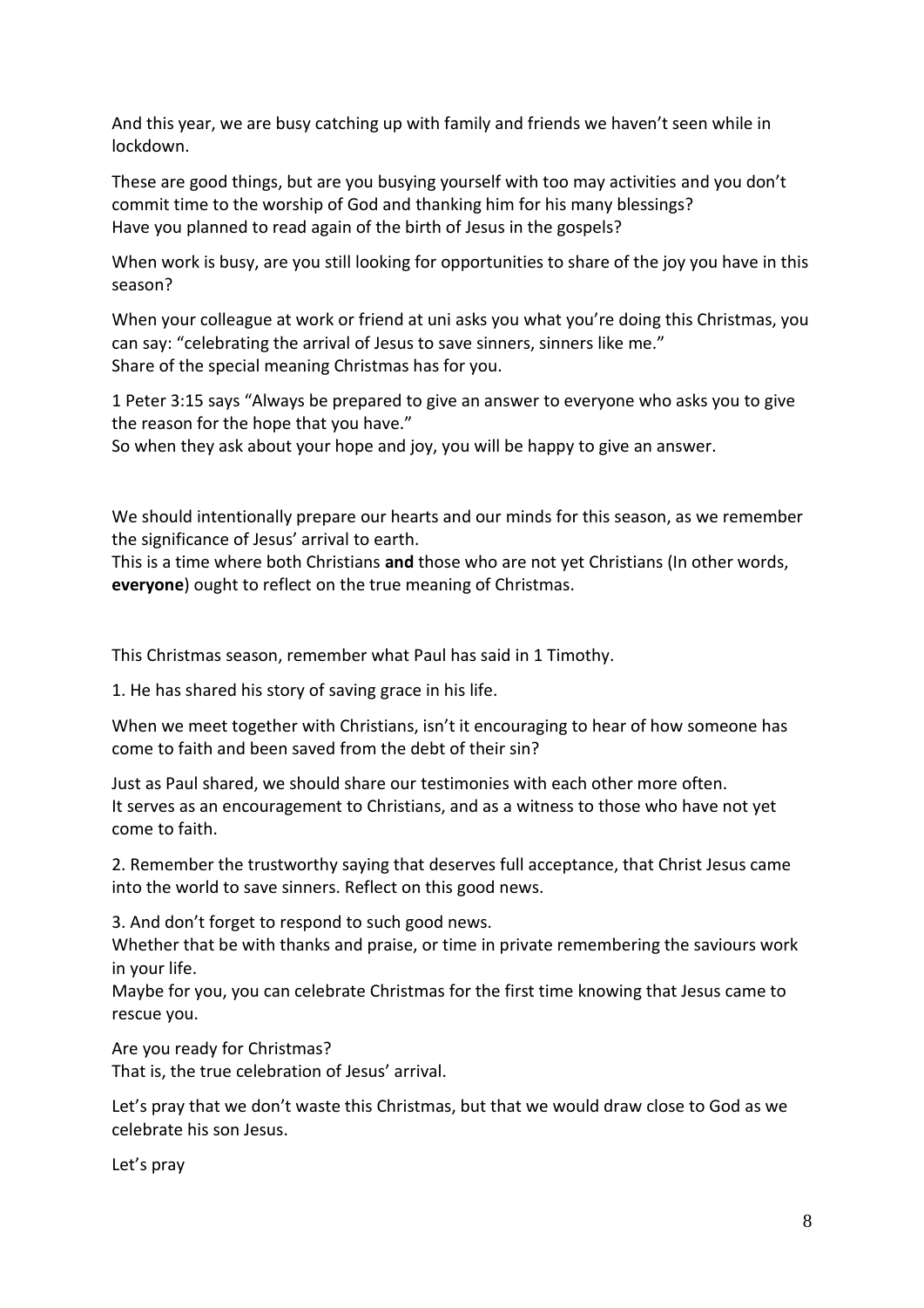And this year, we are busy catching up with family and friends we haven't seen while in lockdown.

These are good things, but are you busying yourself with too may activities and you don't commit time to the worship of God and thanking him for his many blessings?
Have you planned to read again of the birth of Jesus in the gospels?

When work is busy, are you still looking for opportunities to share of the joy you have in this season?

When your colleague at work or friend at uni asks you what you're doing this Christmas, you can say: "celebrating the arrival of Jesus to save sinners, sinners like me."
Share of the special meaning Christmas has for you.

1 Peter 3:15 says "Always be prepared to give an answer to everyone who asks you to give the reason for the hope that you have."
So when they ask about your hope and joy, you will be happy to give an answer.

We should intentionally prepare our hearts and our minds for this season, as we remember the significance of Jesus' arrival to earth.
This is a time where both Christians **and** those who are not yet Christians (In other words, **everyone**) ought to reflect on the true meaning of Christmas.

This Christmas season, remember what Paul has said in 1 Timothy.

1. He has shared his story of saving grace in his life.

When we meet together with Christians, isn't it encouraging to hear of how someone has come to faith and been saved from the debt of their sin?

Just as Paul shared, we should share our testimonies with each other more often.
It serves as an encouragement to Christians, and as a witness to those who have not yet come to faith.

2. Remember the trustworthy saying that deserves full acceptance, that Christ Jesus came into the world to save sinners. Reflect on this good news.

3. And don't forget to respond to such good news.
Whether that be with thanks and praise, or time in private remembering the saviours work in your life.
Maybe for you, you can celebrate Christmas for the first time knowing that Jesus came to rescue you.

Are you ready for Christmas?
That is, the true celebration of Jesus' arrival.

Let's pray that we don't waste this Christmas, but that we would draw close to God as we celebrate his son Jesus.

Let's pray